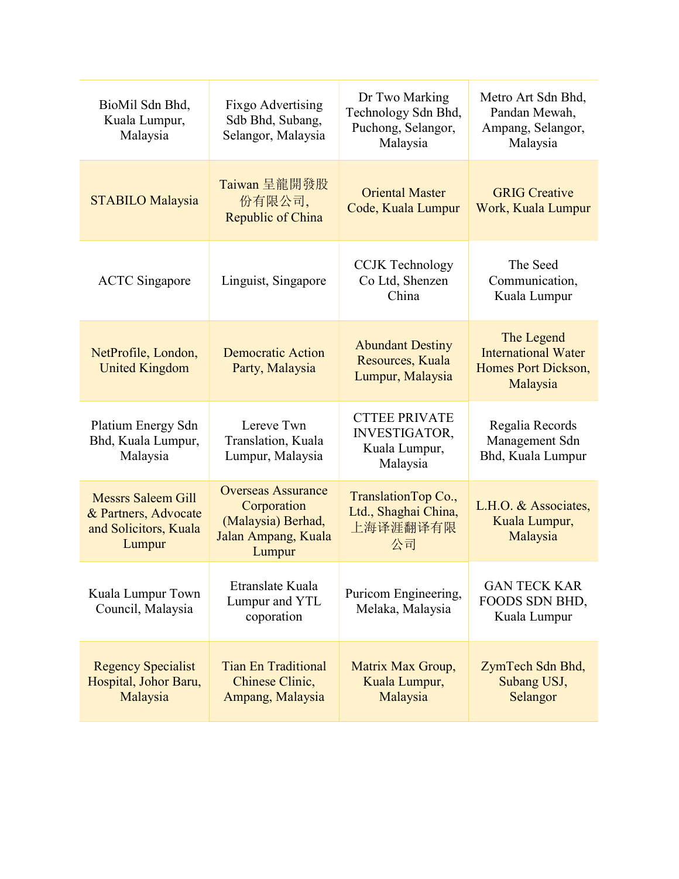| | | | |
|---|---|---|---|
| BioMil Sdn Bhd, Kuala Lumpur, Malaysia | Fixgo Advertising Sdb Bhd, Subang, Selangor, Malaysia | Dr Two Marking Technology Sdn Bhd, Puchong, Selangor, Malaysia | Metro Art Sdn Bhd, Pandan Mewah, Ampang, Selangor, Malaysia |
| STABILO Malaysia | Taiwan 呈龍開發股份有限公司, Republic of China | Oriental Master Code, Kuala Lumpur | GRIG Creative Work, Kuala Lumpur |
| ACTC Singapore | Linguist, Singapore | CCJK Technology Co Ltd, Shenzen China | The Seed Communication, Kuala Lumpur |
| NetProfile, London, United Kingdom | Democratic Action Party, Malaysia | Abundant Destiny Resources, Kuala Lumpur, Malaysia | The Legend International Water Homes Port Dickson, Malaysia |
| Platium Energy Sdn Bhd, Kuala Lumpur, Malaysia | Lereve Twn Translation, Kuala Lumpur, Malaysia | CTTEE PRIVATE INVESTIGATOR, Kuala Lumpur, Malaysia | Regalia Records Management Sdn Bhd, Kuala Lumpur |
| Messrs Saleem Gill & Partners, Advocate and Solicitors, Kuala Lumpur | Overseas Assurance Corporation (Malaysia) Berhad, Jalan Ampang, Kuala Lumpur | TranslationTop Co., Ltd., Shaghai China, 上海译涯翻译有限公司 | L.H.O. & Associates, Kuala Lumpur, Malaysia |
| Kuala Lumpur Town Council, Malaysia | Etranslate Kuala Lumpur and YTL coporation | Puricom Engineering, Melaka, Malaysia | GAN TECK KAR FOODS SDN BHD, Kuala Lumpur |
| Regency Specialist Hospital, Johor Baru, Malaysia | Tian En Traditional Chinese Clinic, Ampang, Malaysia | Matrix Max Group, Kuala Lumpur, Malaysia | ZymTech Sdn Bhd, Subang USJ, Selangor |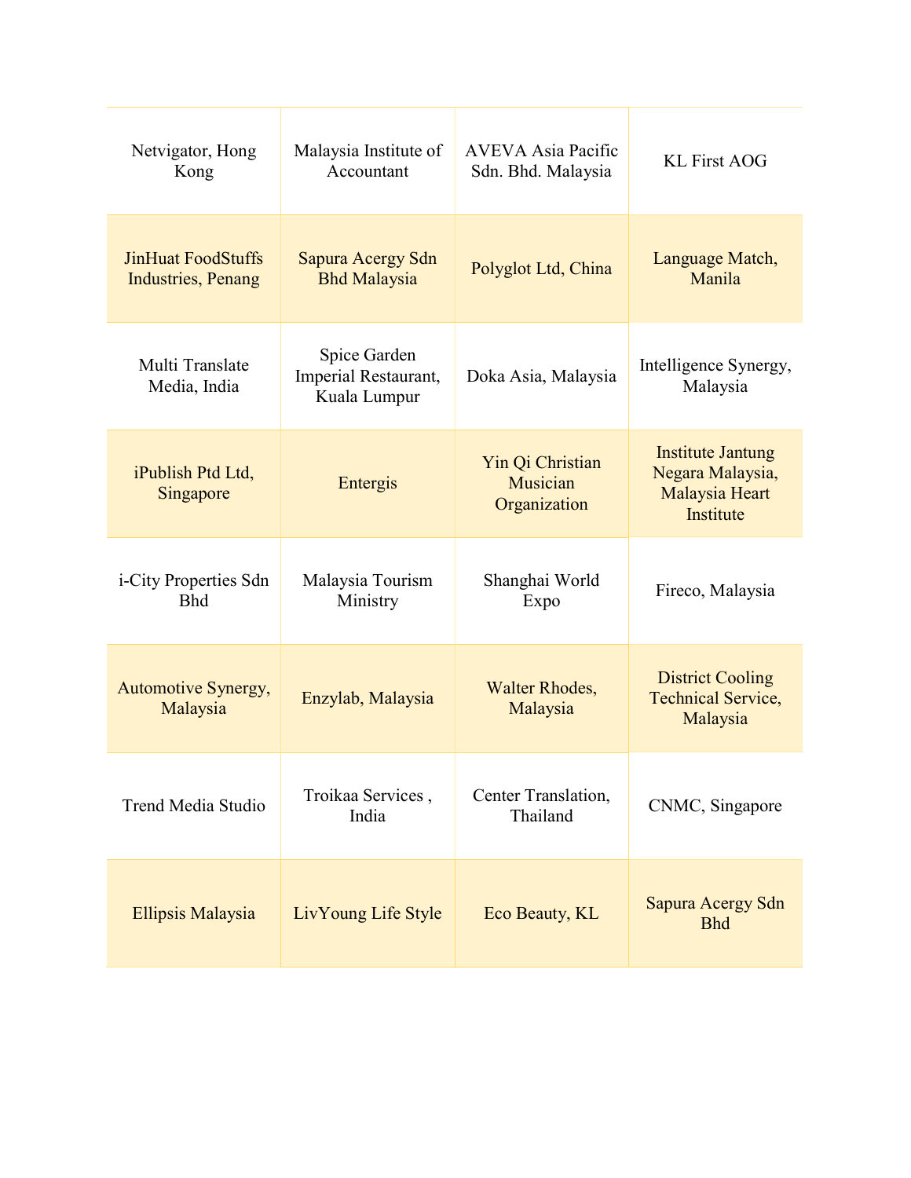| | | | |
|---|---|---|---|
| Netvigator, Hong Kong | Malaysia Institute of Accountant | AVEVA Asia Pacific Sdn. Bhd. Malaysia | KL First AOG |
| JinHuat FoodStuffs Industries, Penang | Sapura Acergy Sdn Bhd Malaysia | Polyglot Ltd, China | Language Match, Manila |
| Multi Translate Media, India | Spice Garden Imperial Restaurant, Kuala Lumpur | Doka Asia, Malaysia | Intelligence Synergy, Malaysia |
| iPublish Ptd Ltd, Singapore | Entergis | Yin Qi Christian Musician Organization | Institute Jantung Negara Malaysia, Malaysia Heart Institute |
| i-City Properties Sdn Bhd | Malaysia Tourism Ministry | Shanghai World Expo | Fireco, Malaysia |
| Automotive Synergy, Malaysia | Enzylab, Malaysia | Walter Rhodes, Malaysia | District Cooling Technical Service, Malaysia |
| Trend Media Studio | Troikaa Services , India | Center Translation, Thailand | CNMC, Singapore |
| Ellipsis Malaysia | LivYoung Life Style | Eco Beauty, KL | Sapura Acergy Sdn Bhd |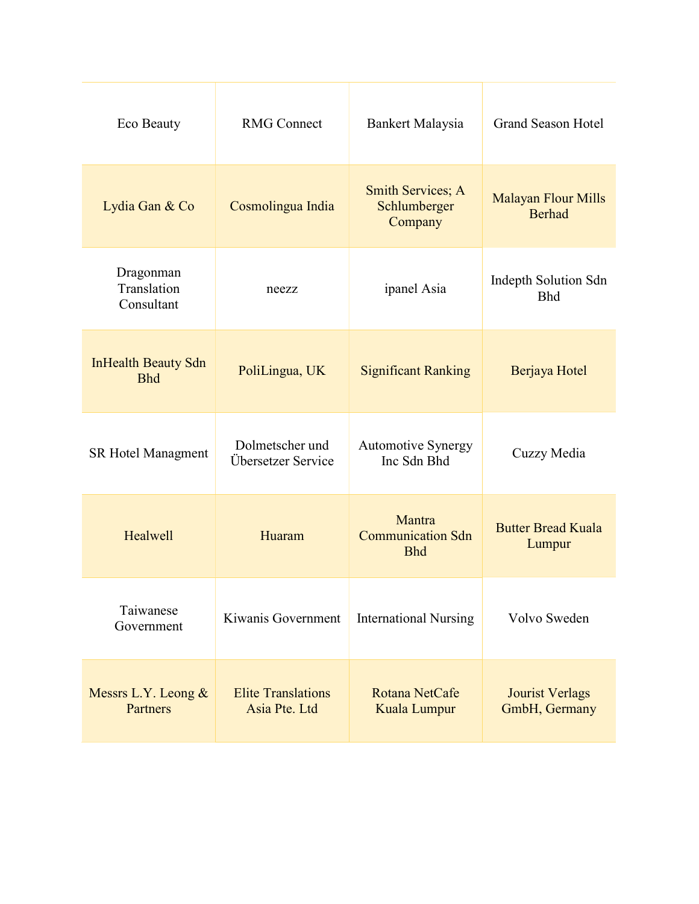| | | | |
|---|---|---|---|
| Eco Beauty | RMG Connect | Bankert Malaysia | Grand Season Hotel |
| Lydia Gan & Co | Cosmolingua India | Smith Services; A Schlumberger Company | Malayan Flour Mills Berhad |
| Dragonman Translation Consultant | neezz | ipanel Asia | Indepth Solution Sdn Bhd |
| InHealth Beauty Sdn Bhd | PoliLingua, UK | Significant Ranking | Berjaya Hotel |
| SR Hotel Managment | Dolmetscher und Übersetzer Service | Automotive Synergy Inc Sdn Bhd | Cuzzy Media |
| Healwell | Huaram | Mantra Communication Sdn Bhd | Butter Bread Kuala Lumpur |
| Taiwanese Government | Kiwanis Government | International Nursing | Volvo Sweden |
| Messrs L.Y. Leong & Partners | Elite Translations Asia Pte. Ltd | Rotana NetCafe Kuala Lumpur | Jourist Verlags GmbH, Germany |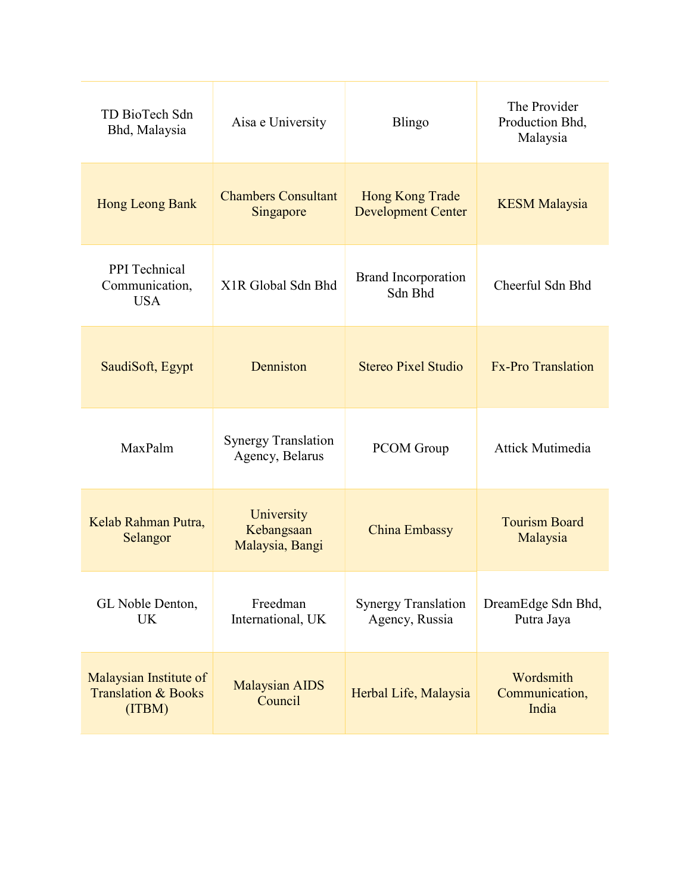| | | | |
|---|---|---|---|
| TD BioTech Sdn Bhd, Malaysia | Aisa e University | Blingo | The Provider Production Bhd, Malaysia |
| Hong Leong Bank | Chambers Consultant Singapore | Hong Kong Trade Development Center | KESM Malaysia |
| PPI Technical Communication, USA | X1R Global Sdn Bhd | Brand Incorporation Sdn Bhd | Cheerful Sdn Bhd |
| SaudiSoft, Egypt | Denniston | Stereo Pixel Studio | Fx-Pro Translation |
| MaxPalm | Synergy Translation Agency, Belarus | PCOM Group | Attick Mutimedia |
| Kelab Rahman Putra, Selangor | University Kebangsaan Malaysia, Bangi | China Embassy | Tourism Board Malaysia |
| GL Noble Denton, UK | Freedman International, UK | Synergy Translation Agency, Russia | DreamEdge Sdn Bhd, Putra Jaya |
| Malaysian Institute of Translation & Books (ITBM) | Malaysian AIDS Council | Herbal Life, Malaysia | Wordsmith Communication, India |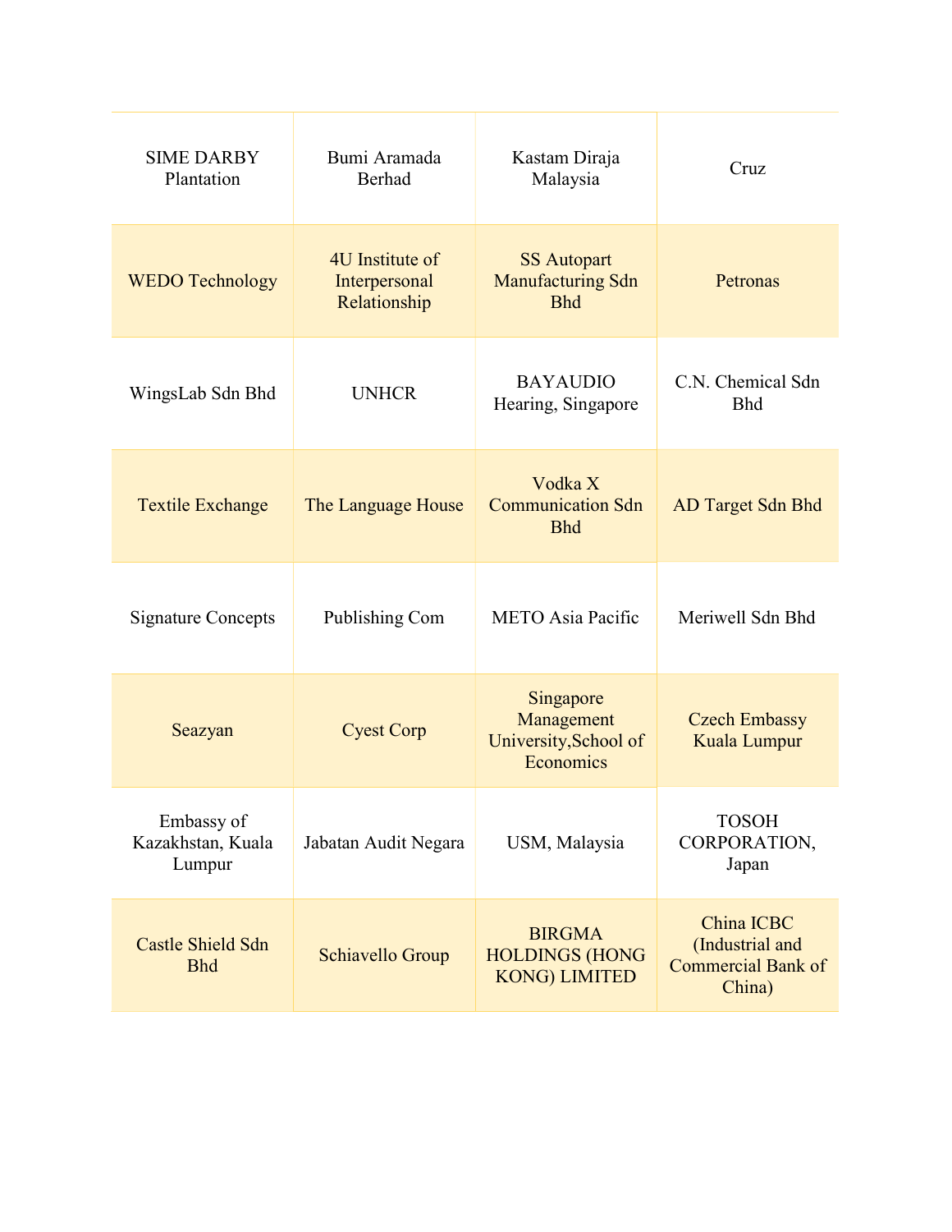| | | | |
|---|---|---|---|
| SIME DARBY Plantation | Bumi Aramada Berhad | Kastam Diraja Malaysia | Cruz |
| WEDO Technology | 4U Institute of Interpersonal Relationship | SS Autopart Manufacturing Sdn Bhd | Petronas |
| WingsLab Sdn Bhd | UNHCR | BAYAUDIO Hearing, Singapore | C.N. Chemical Sdn Bhd |
| Textile Exchange | The Language House | Vodka X Communication Sdn Bhd | AD Target Sdn Bhd |
| Signature Concepts | Publishing Com | METO Asia Pacific | Meriwell Sdn Bhd |
| Seazyan | Cyest Corp | Singapore Management University,School of Economics | Czech Embassy Kuala Lumpur |
| Embassy of Kazakhstan, Kuala Lumpur | Jabatan Audit Negara | USM, Malaysia | TOSOH CORPORATION, Japan |
| Castle Shield Sdn Bhd | Schiavello Group | BIRGMA HOLDINGS (HONG KONG) LIMITED | China ICBC (Industrial and Commercial Bank of China) |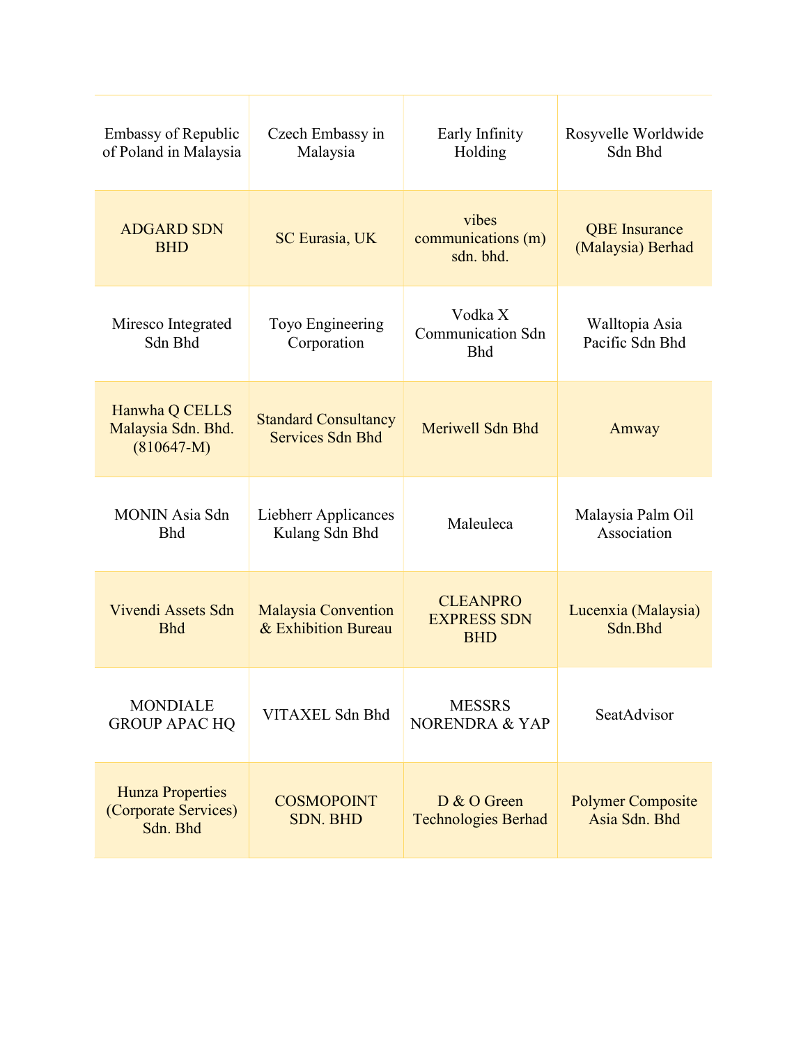| | | | |
|---|---|---|---|
| Embassy of Republic of Poland in Malaysia | Czech Embassy in Malaysia | Early Infinity Holding | Rosyvelle Worldwide Sdn Bhd |
| ADGARD SDN BHD | SC Eurasia, UK | vibes communications (m) sdn. bhd. | QBE Insurance (Malaysia) Berhad |
| Miresco Integrated Sdn Bhd | Toyo Engineering Corporation | Vodka X Communication Sdn Bhd | Walltopia Asia Pacific Sdn Bhd |
| Hanwha Q CELLS Malaysia Sdn. Bhd. (810647-M) | Standard Consultancy Services Sdn Bhd | Meriwell Sdn Bhd | Amway |
| MONIN Asia Sdn Bhd | Liebherr Applicances Kulang Sdn Bhd | Maleuleca | Malaysia Palm Oil Association |
| Vivendi Assets Sdn Bhd | Malaysia Convention & Exhibition Bureau | CLEANPRO EXPRESS SDN BHD | Lucenxia (Malaysia) Sdn.Bhd |
| MONDIALE GROUP APAC HQ | VITAXEL Sdn Bhd | MESSRS NORENDRA & YAP | SeatAdvisor |
| Hunza Properties (Corporate Services) Sdn. Bhd | COSMOPOINT SDN. BHD | D & O Green Technologies Berhad | Polymer Composite Asia Sdn. Bhd |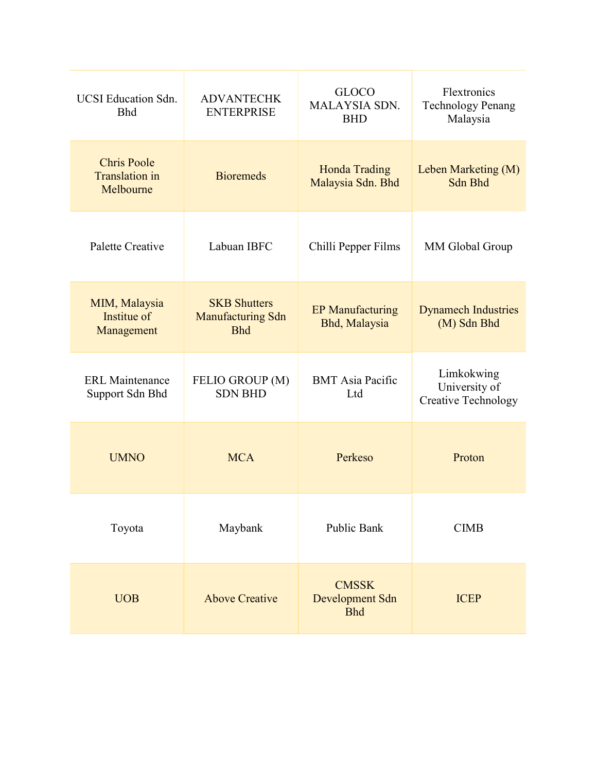| | | | |
|---|---|---|---|
| UCSI Education Sdn. Bhd | ADVANTECHK ENTERPRISE | GLOCO MALAYSIA SDN. BHD | Flextronics Technology Penang Malaysia |
| Chris Poole Translation in Melbourne | Bioremeds | Honda Trading Malaysia Sdn. Bhd | Leben Marketing (M) Sdn Bhd |
| Palette Creative | Labuan IBFC | Chilli Pepper Films | MM Global Group |
| MIM, Malaysia Institue of Management | SKB Shutters Manufacturing Sdn Bhd | EP Manufacturing Bhd, Malaysia | Dynamech Industries (M) Sdn Bhd |
| ERL Maintenance Support Sdn Bhd | FELIO GROUP (M) SDN BHD | BMT Asia Pacific Ltd | Limkokwing University of Creative Technology |
| UMNO | MCA | Perkeso | Proton |
| Toyota | Maybank | Public Bank | CIMB |
| UOB | Above Creative | CMSSK Development Sdn Bhd | ICEP |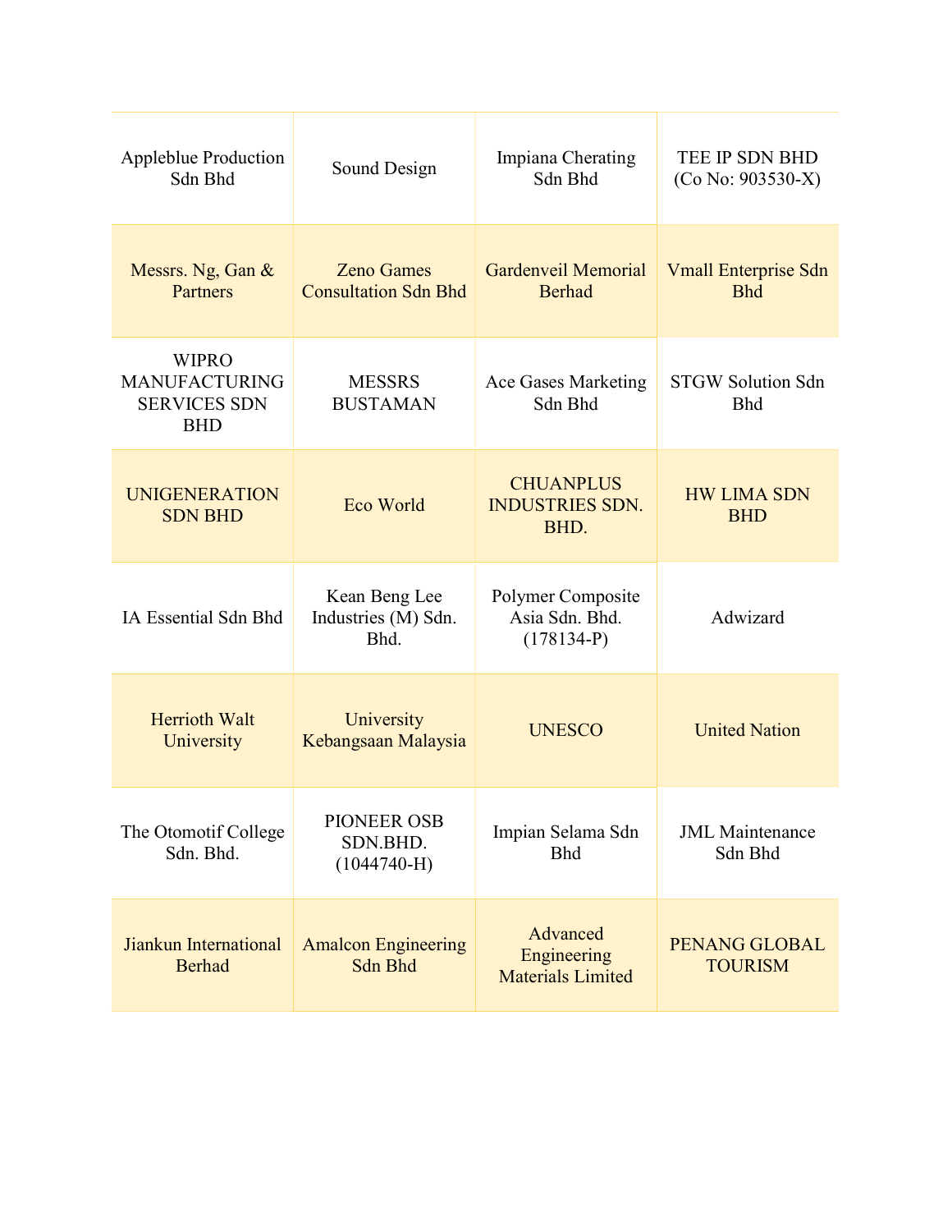| Appleblue Production Sdn Bhd | Sound Design | Impiana Cherating Sdn Bhd | TEE IP SDN BHD (Co No: 903530-X) |
|---|---|---|---|
| Messrs. Ng, Gan & Partners | Zeno Games Consultation Sdn Bhd | Gardenveil Memorial Berhad | Vmall Enterprise Sdn Bhd |
| WIPRO MANUFACTURING SERVICES SDN BHD | MESSRS BUSTAMAN | Ace Gases Marketing Sdn Bhd | STGW Solution Sdn Bhd |
| UNIGENERATION SDN BHD | Eco World | CHUANPLUS INDUSTRIES SDN. BHD. | HW LIMA SDN BHD |
| IA Essential Sdn Bhd | Kean Beng Lee Industries (M) Sdn. Bhd. | Polymer Composite Asia Sdn. Bhd. (178134-P) | Adwizard |
| Herrioth Walt University | University Kebangsaan Malaysia | UNESCO | United Nation |
| The Otomotif College Sdn. Bhd. | PIONEER OSB SDN.BHD. (1044740-H) | Impian Selama Sdn Bhd | JML Maintenance Sdn Bhd |
| Jiankun International Berhad | Amalcon Engineering Sdn Bhd | Advanced Engineering Materials Limited | PENANG GLOBAL TOURISM |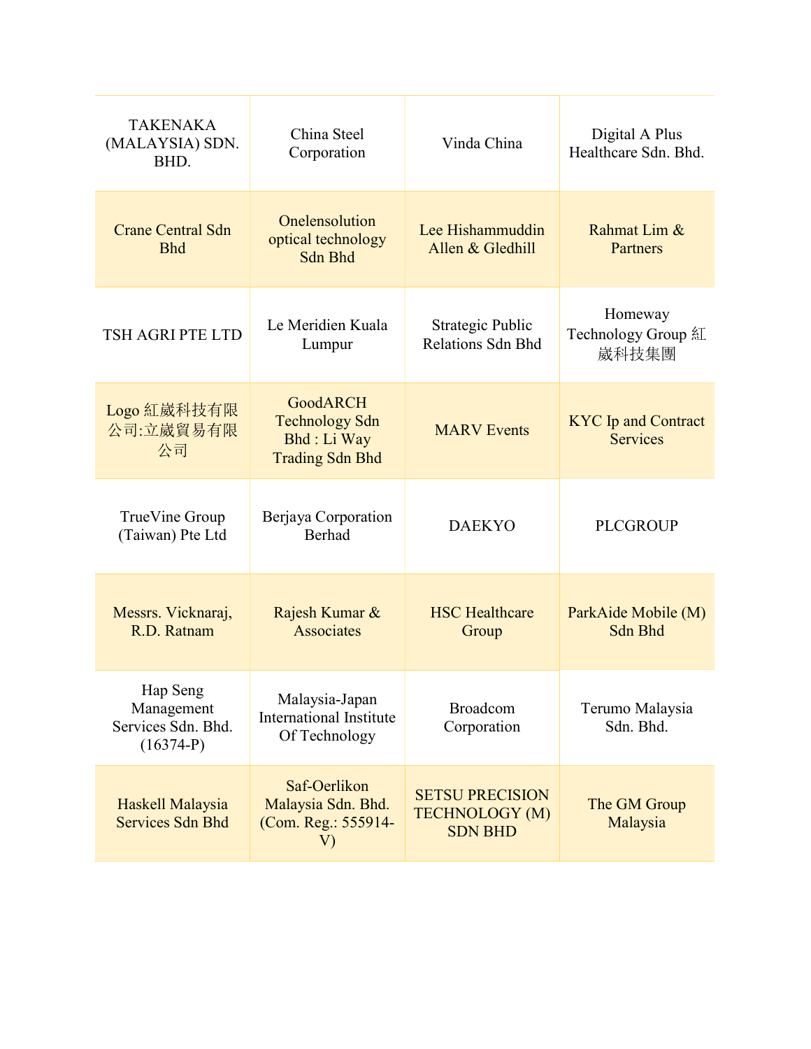| TAKENAKA (MALAYSIA) SDN. BHD. | China Steel Corporation | Vinda China | Digital A Plus Healthcare Sdn. Bhd. |
|---|---|---|---|
| Crane Central Sdn Bhd | Onelensolution optical technology Sdn Bhd | Lee Hishammuddin Allen & Gledhill | Rahmat Lim & Partners |
| TSH AGRI PTE LTD | Le Meridien Kuala Lumpur | Strategic Public Relations Sdn Bhd | Homeway Technology Group 紅崴科技集團 |
| Logo 紅崴科技有限公司:立崴貿易有限公司 | GoodARCH Technology Sdn Bhd : Li Way Trading Sdn Bhd | MARV Events | KYC Ip and Contract Services |
| TrueVine Group (Taiwan) Pte Ltd | Berjaya Corporation Berhad | DAEKYO | PLCGROUP |
| Messrs. Vicknaraj, R.D. Ratnam | Rajesh Kumar & Associates | HSC Healthcare Group | ParkAide Mobile (M) Sdn Bhd |
| Hap Seng Management Services Sdn. Bhd. (16374-P) | Malaysia-Japan International Institute Of Technology | Broadcom Corporation | Terumo Malaysia Sdn. Bhd. |
| Haskell Malaysia Services Sdn Bhd | Saf-Oerlikon Malaysia Sdn. Bhd. (Com. Reg.: 555914-V) | SETSU PRECISION TECHNOLOGY (M) SDN BHD | The GM Group Malaysia |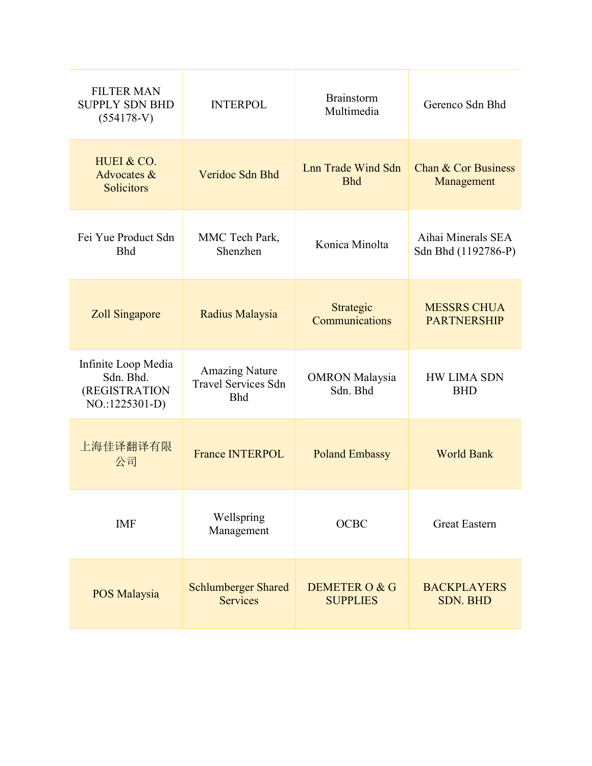| FILTER MAN SUPPLY SDN BHD (554178-V) | INTERPOL | Brainstorm Multimedia | Gerenco Sdn Bhd |
|---|---|---|---|
| HUEI & CO. Advocates & Solicitors | Veridoc Sdn Bhd | Lnn Trade Wind Sdn Bhd | Chan & Cor Business Management |
| Fei Yue Product Sdn Bhd | MMC Tech Park, Shenzhen | Konica Minolta | Aihai Minerals SEA Sdn Bhd (1192786-P) |
| Zoll Singapore | Radius Malaysia | Strategic Communications | MESSRS CHUA PARTNERSHIP |
| Infinite Loop Media Sdn. Bhd. (REGISTRATION NO.:1225301-D) | Amazing Nature Travel Services Sdn Bhd | OMRON Malaysia Sdn. Bhd | HW LIMA SDN BHD |
| 上海佳译翻译有限公司 | France INTERPOL | Poland Embassy | World Bank |
| IMF | Wellspring Management | OCBC | Great Eastern |
| POS Malaysia | Schlumberger Shared Services | DEMETER O & G SUPPLIES | BACKPLAYERS SDN. BHD |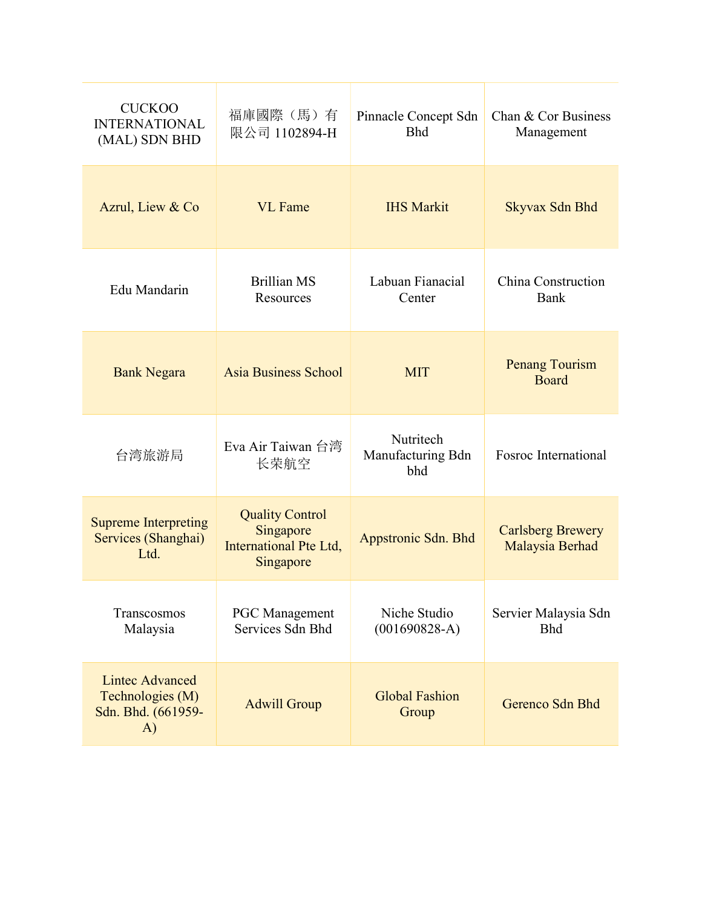| | | | |
|---|---|---|---|
| CUCKOO INTERNATIONAL (MAL) SDN BHD | 福庫國際（馬）有限公司 1102894-H | Pinnacle Concept Sdn Bhd | Chan & Cor Business Management |
| Azrul, Liew & Co | VL Fame | IHS Markit | Skyvax Sdn Bhd |
| Edu Mandarin | Brillian MS Resources | Labuan Fianacial Center | China Construction Bank |
| Bank Negara | Asia Business School | MIT | Penang Tourism Board |
| 台湾旅游局 | Eva Air Taiwan 台湾长荣航空 | Nutritech Manufacturing Bdn bhd | Fosroc International |
| Supreme Interpreting Services (Shanghai) Ltd. | Quality Control Singapore International Pte Ltd, Singapore | Appstronic Sdn. Bhd | Carlsberg Brewery Malaysia Berhad |
| Transcosmos Malaysia | PGC Management Services Sdn Bhd | Niche Studio (001690828-A) | Servier Malaysia Sdn Bhd |
| Lintec Advanced Technologies (M) Sdn. Bhd. (661959-A) | Adwill Group | Global Fashion Group | Gerenco Sdn Bhd |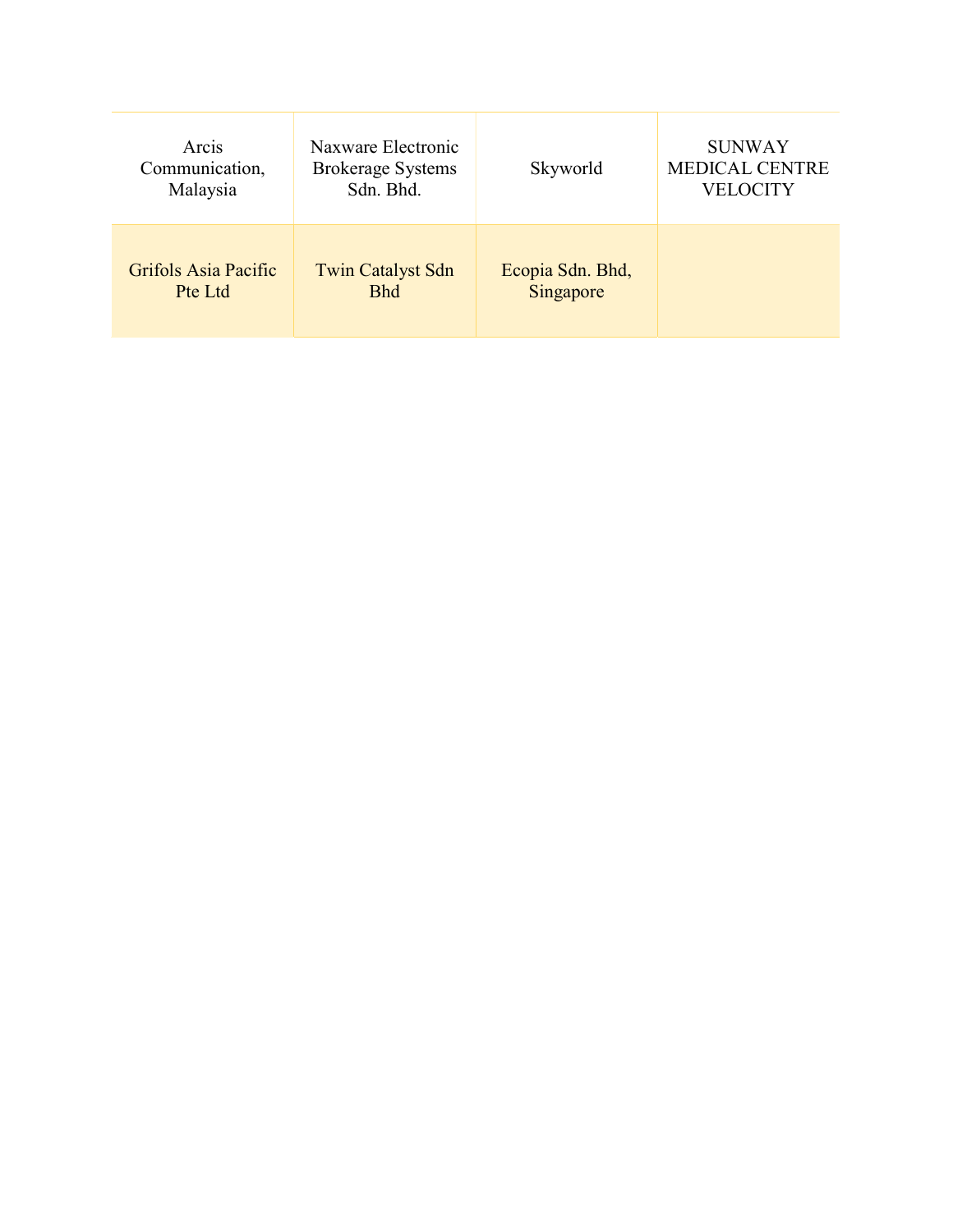| | | | |
|---|---|---|---|
| Arcis Communication, Malaysia | Naxware Electronic Brokerage Systems Sdn. Bhd. | Skyworld | SUNWAY MEDICAL CENTRE VELOCITY |
| Grifols Asia Pacific Pte Ltd | Twin Catalyst Sdn Bhd | Ecopia Sdn. Bhd, Singapore | |